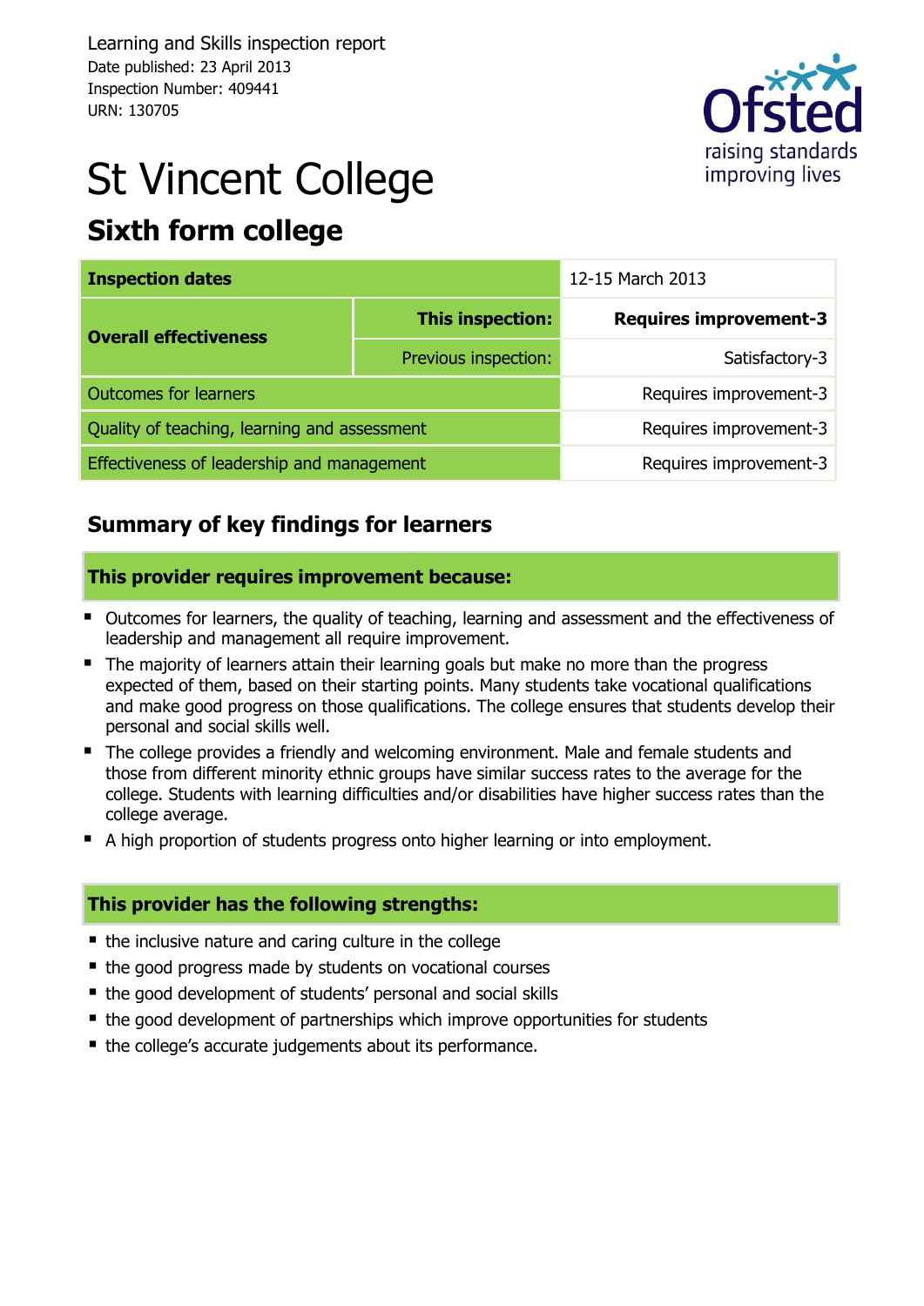Learning and Skills inspection report
Date published: 23 April 2013
Inspection Number: 409441
URN: 130705

# St Vincent College

## Sixth form college

| Inspection dates | | 12-15 March 2013 |
|---|---|---|
| Overall effectiveness | **This inspection:** | **Requires improvement-3** |
| | Previous inspection: | Satisfactory-3 |
| Outcomes for learners | | Requires improvement-3 |
| Quality of teaching, learning and assessment | | Requires improvement-3 |
| Effectiveness of leadership and management | | Requires improvement-3 |

## Summary of key findings for learners

### This provider requires improvement because:

- Outcomes for learners, the quality of teaching, learning and assessment and the effectiveness of leadership and management all require improvement.
- The majority of learners attain their learning goals but make no more than the progress expected of them, based on their starting points. Many students take vocational qualifications and make good progress on those qualifications. The college ensures that students develop their personal and social skills well.
- The college provides a friendly and welcoming environment. Male and female students and those from different minority ethnic groups have similar success rates to the average for the college. Students with learning difficulties and/or disabilities have higher success rates than the college average.
- A high proportion of students progress onto higher learning or into employment.

### This provider has the following strengths:

- the inclusive nature and caring culture in the college
- the good progress made by students on vocational courses
- the good development of students' personal and social skills
- the good development of partnerships which improve opportunities for students
- the college's accurate judgements about its performance.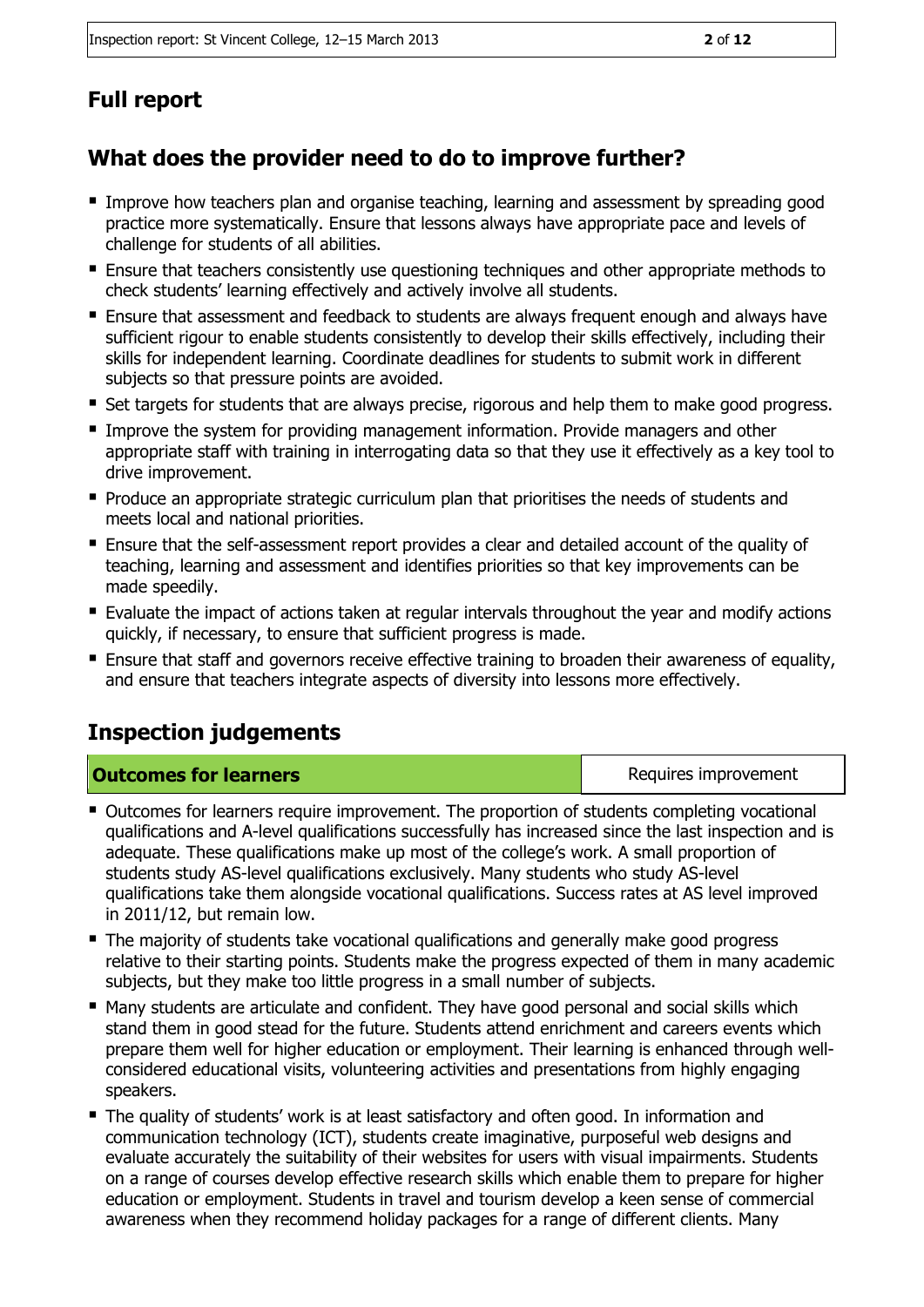## Full report

## What does the provider need to do to improve further?

- Improve how teachers plan and organise teaching, learning and assessment by spreading good practice more systematically. Ensure that lessons always have appropriate pace and levels of challenge for students of all abilities.
- Ensure that teachers consistently use questioning techniques and other appropriate methods to check students' learning effectively and actively involve all students.
- Ensure that assessment and feedback to students are always frequent enough and always have sufficient rigour to enable students consistently to develop their skills effectively, including their skills for independent learning. Coordinate deadlines for students to submit work in different subjects so that pressure points are avoided.
- Set targets for students that are always precise, rigorous and help them to make good progress.
- Improve the system for providing management information. Provide managers and other appropriate staff with training in interrogating data so that they use it effectively as a key tool to drive improvement.
- Produce an appropriate strategic curriculum plan that prioritises the needs of students and meets local and national priorities.
- Ensure that the self-assessment report provides a clear and detailed account of the quality of teaching, learning and assessment and identifies priorities so that key improvements can be made speedily.
- Evaluate the impact of actions taken at regular intervals throughout the year and modify actions quickly, if necessary, to ensure that sufficient progress is made.
- Ensure that staff and governors receive effective training to broaden their awareness of equality, and ensure that teachers integrate aspects of diversity into lessons more effectively.

## Inspection judgements

| **Outcomes for learners** | Requires improvement |
|---|---|

- Outcomes for learners require improvement. The proportion of students completing vocational qualifications and A-level qualifications successfully has increased since the last inspection and is adequate. These qualifications make up most of the college's work. A small proportion of students study AS-level qualifications exclusively. Many students who study AS-level qualifications take them alongside vocational qualifications. Success rates at AS level improved in 2011/12, but remain low.
- The majority of students take vocational qualifications and generally make good progress relative to their starting points. Students make the progress expected of them in many academic subjects, but they make too little progress in a small number of subjects.
- Many students are articulate and confident. They have good personal and social skills which stand them in good stead for the future. Students attend enrichment and careers events which prepare them well for higher education or employment. Their learning is enhanced through well-considered educational visits, volunteering activities and presentations from highly engaging speakers.
- The quality of students' work is at least satisfactory and often good. In information and communication technology (ICT), students create imaginative, purposeful web designs and evaluate accurately the suitability of their websites for users with visual impairments. Students on a range of courses develop effective research skills which enable them to prepare for higher education or employment. Students in travel and tourism develop a keen sense of commercial awareness when they recommend holiday packages for a range of different clients. Many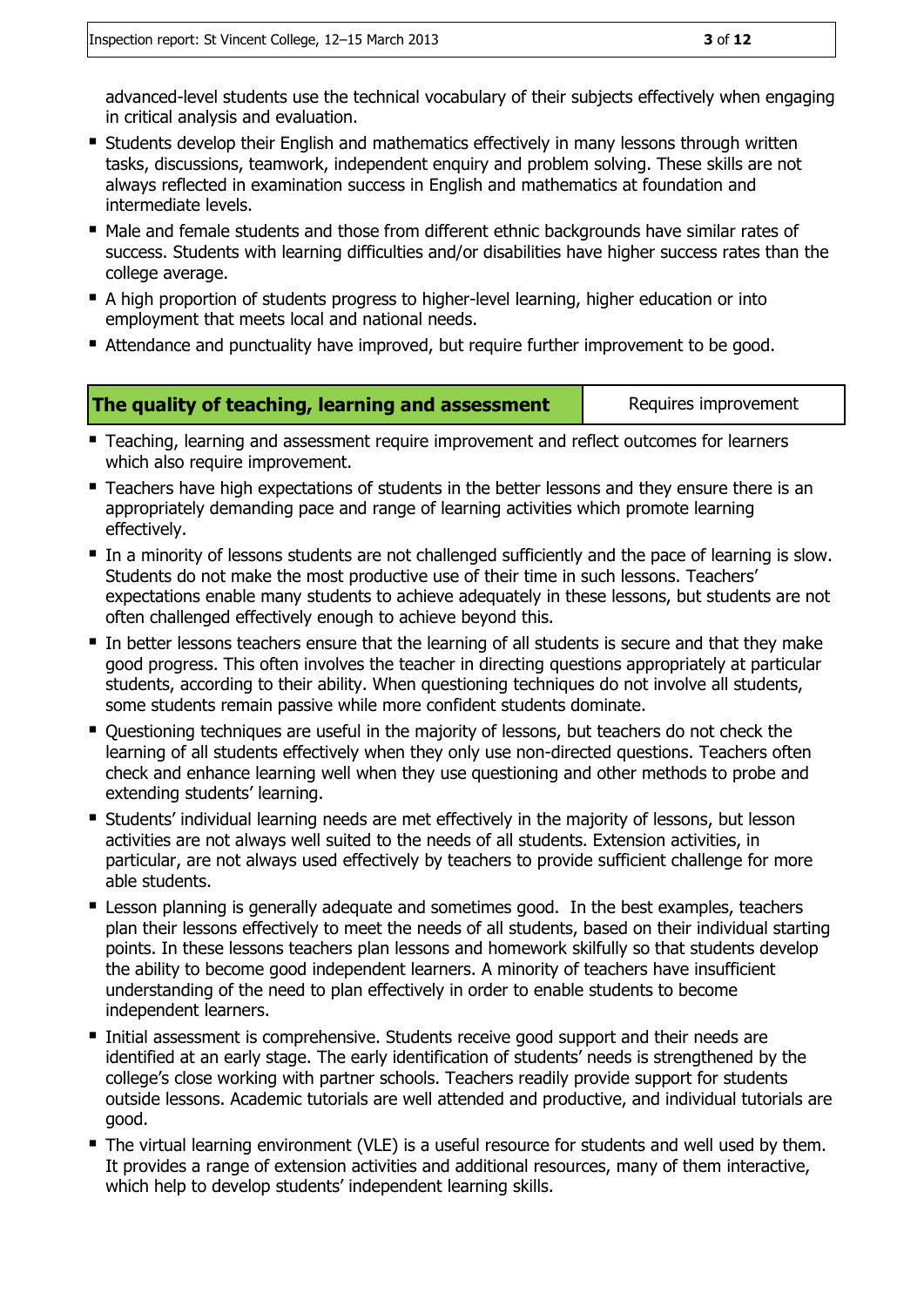advanced-level students use the technical vocabulary of their subjects effectively when engaging in critical analysis and evaluation.

- Students develop their English and mathematics effectively in many lessons through written tasks, discussions, teamwork, independent enquiry and problem solving. These skills are not always reflected in examination success in English and mathematics at foundation and intermediate levels.
- Male and female students and those from different ethnic backgrounds have similar rates of success. Students with learning difficulties and/or disabilities have higher success rates than the college average.
- A high proportion of students progress to higher-level learning, higher education or into employment that meets local and national needs.
- Attendance and punctuality have improved, but require further improvement to be good.

| **The quality of teaching, learning and assessment** | Requires improvement |
|---|---|

- Teaching, learning and assessment require improvement and reflect outcomes for learners which also require improvement.
- Teachers have high expectations of students in the better lessons and they ensure there is an appropriately demanding pace and range of learning activities which promote learning effectively.
- In a minority of lessons students are not challenged sufficiently and the pace of learning is slow. Students do not make the most productive use of their time in such lessons. Teachers' expectations enable many students to achieve adequately in these lessons, but students are not often challenged effectively enough to achieve beyond this.
- In better lessons teachers ensure that the learning of all students is secure and that they make good progress. This often involves the teacher in directing questions appropriately at particular students, according to their ability. When questioning techniques do not involve all students, some students remain passive while more confident students dominate.
- Questioning techniques are useful in the majority of lessons, but teachers do not check the learning of all students effectively when they only use non-directed questions. Teachers often check and enhance learning well when they use questioning and other methods to probe and extending students' learning.
- Students' individual learning needs are met effectively in the majority of lessons, but lesson activities are not always well suited to the needs of all students. Extension activities, in particular, are not always used effectively by teachers to provide sufficient challenge for more able students.
- Lesson planning is generally adequate and sometimes good. In the best examples, teachers plan their lessons effectively to meet the needs of all students, based on their individual starting points. In these lessons teachers plan lessons and homework skilfully so that students develop the ability to become good independent learners. A minority of teachers have insufficient understanding of the need to plan effectively in order to enable students to become independent learners.
- Initial assessment is comprehensive. Students receive good support and their needs are identified at an early stage. The early identification of students' needs is strengthened by the college's close working with partner schools. Teachers readily provide support for students outside lessons. Academic tutorials are well attended and productive, and individual tutorials are good.
- The virtual learning environment (VLE) is a useful resource for students and well used by them. It provides a range of extension activities and additional resources, many of them interactive, which help to develop students' independent learning skills.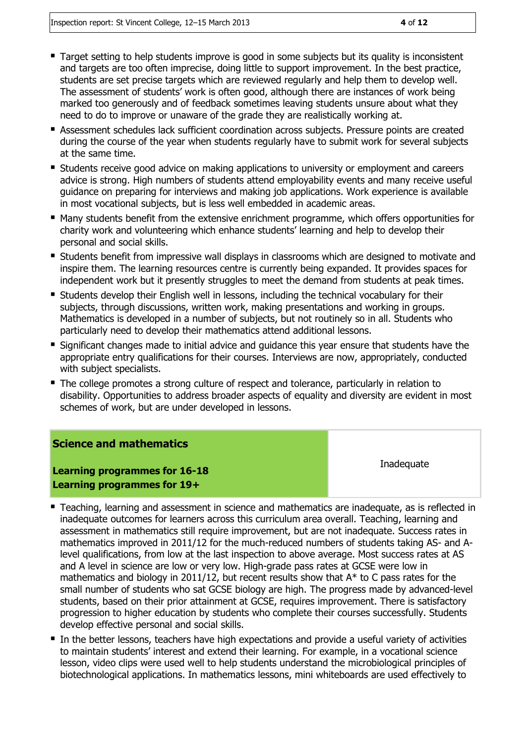- Target setting to help students improve is good in some subjects but its quality is inconsistent and targets are too often imprecise, doing little to support improvement. In the best practice, students are set precise targets which are reviewed regularly and help them to develop well. The assessment of students' work is often good, although there are instances of work being marked too generously and of feedback sometimes leaving students unsure about what they need to do to improve or unaware of the grade they are realistically working at.
- Assessment schedules lack sufficient coordination across subjects. Pressure points are created during the course of the year when students regularly have to submit work for several subjects at the same time.
- Students receive good advice on making applications to university or employment and careers advice is strong. High numbers of students attend employability events and many receive useful guidance on preparing for interviews and making job applications. Work experience is available in most vocational subjects, but is less well embedded in academic areas.
- Many students benefit from the extensive enrichment programme, which offers opportunities for charity work and volunteering which enhance students' learning and help to develop their personal and social skills.
- Students benefit from impressive wall displays in classrooms which are designed to motivate and inspire them. The learning resources centre is currently being expanded. It provides spaces for independent work but it presently struggles to meet the demand from students at peak times.
- Students develop their English well in lessons, including the technical vocabulary for their subjects, through discussions, written work, making presentations and working in groups. Mathematics is developed in a number of subjects, but not routinely so in all. Students who particularly need to develop their mathematics attend additional lessons.
- Significant changes made to initial advice and guidance this year ensure that students have the appropriate entry qualifications for their courses. Interviews are now, appropriately, conducted with subject specialists.
- The college promotes a strong culture of respect and tolerance, particularly in relation to disability. Opportunities to address broader aspects of equality and diversity are evident in most schemes of work, but are under developed in lessons.

| **Science and mathematics**<br><br>**Learning programmes for 16-18**<br>**Learning programmes for 19+** | Inadequate |
|---|---|

- Teaching, learning and assessment in science and mathematics are inadequate, as is reflected in inadequate outcomes for learners across this curriculum area overall. Teaching, learning and assessment in mathematics still require improvement, but are not inadequate. Success rates in mathematics improved in 2011/12 for the much-reduced numbers of students taking AS- and A-level qualifications, from low at the last inspection to above average. Most success rates at AS and A level in science are low or very low. High-grade pass rates at GCSE were low in mathematics and biology in 2011/12, but recent results show that A* to C pass rates for the small number of students who sat GCSE biology are high. The progress made by advanced-level students, based on their prior attainment at GCSE, requires improvement. There is satisfactory progression to higher education by students who complete their courses successfully. Students develop effective personal and social skills.
- In the better lessons, teachers have high expectations and provide a useful variety of activities to maintain students' interest and extend their learning. For example, in a vocational science lesson, video clips were used well to help students understand the microbiological principles of biotechnological applications. In mathematics lessons, mini whiteboards are used effectively to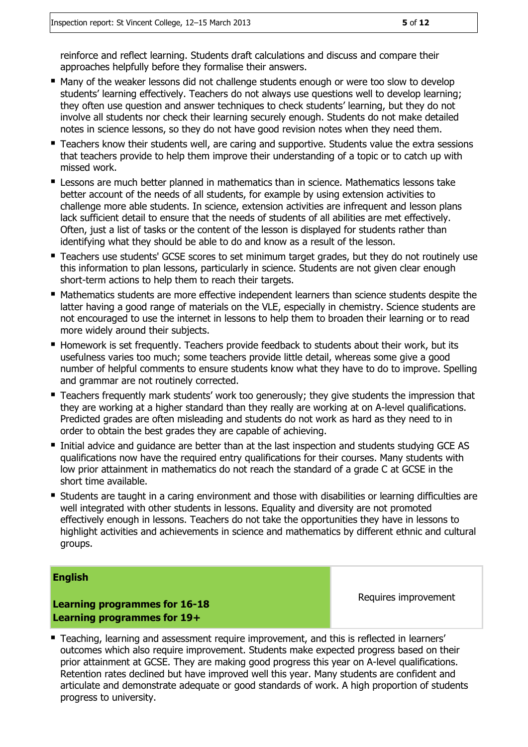reinforce and reflect learning. Students draft calculations and discuss and compare their approaches helpfully before they formalise their answers.

- Many of the weaker lessons did not challenge students enough or were too slow to develop students' learning effectively. Teachers do not always use questions well to develop learning; they often use question and answer techniques to check students' learning, but they do not involve all students nor check their learning securely enough. Students do not make detailed notes in science lessons, so they do not have good revision notes when they need them.
- Teachers know their students well, are caring and supportive. Students value the extra sessions that teachers provide to help them improve their understanding of a topic or to catch up with missed work.
- Lessons are much better planned in mathematics than in science. Mathematics lessons take better account of the needs of all students, for example by using extension activities to challenge more able students. In science, extension activities are infrequent and lesson plans lack sufficient detail to ensure that the needs of students of all abilities are met effectively. Often, just a list of tasks or the content of the lesson is displayed for students rather than identifying what they should be able to do and know as a result of the lesson.
- Teachers use students' GCSE scores to set minimum target grades, but they do not routinely use this information to plan lessons, particularly in science. Students are not given clear enough short-term actions to help them to reach their targets.
- Mathematics students are more effective independent learners than science students despite the latter having a good range of materials on the VLE, especially in chemistry. Science students are not encouraged to use the internet in lessons to help them to broaden their learning or to read more widely around their subjects.
- Homework is set frequently. Teachers provide feedback to students about their work, but its usefulness varies too much; some teachers provide little detail, whereas some give a good number of helpful comments to ensure students know what they have to do to improve. Spelling and grammar are not routinely corrected.
- Teachers frequently mark students' work too generously; they give students the impression that they are working at a higher standard than they really are working at on A-level qualifications. Predicted grades are often misleading and students do not work as hard as they need to in order to obtain the best grades they are capable of achieving.
- Initial advice and guidance are better than at the last inspection and students studying GCE AS qualifications now have the required entry qualifications for their courses. Many students with low prior attainment in mathematics do not reach the standard of a grade C at GCSE in the short time available.
- Students are taught in a caring environment and those with disabilities or learning difficulties are well integrated with other students in lessons. Equality and diversity are not promoted effectively enough in lessons. Teachers do not take the opportunities they have in lessons to highlight activities and achievements in science and mathematics by different ethnic and cultural groups.

| **English**<br><br>**Learning programmes for 16-18**<br>**Learning programmes for 19+** | Requires improvement |
| --- | --- |

- Teaching, learning and assessment require improvement, and this is reflected in learners' outcomes which also require improvement. Students make expected progress based on their prior attainment at GCSE. They are making good progress this year on A-level qualifications. Retention rates declined but have improved well this year. Many students are confident and articulate and demonstrate adequate or good standards of work. A high proportion of students progress to university.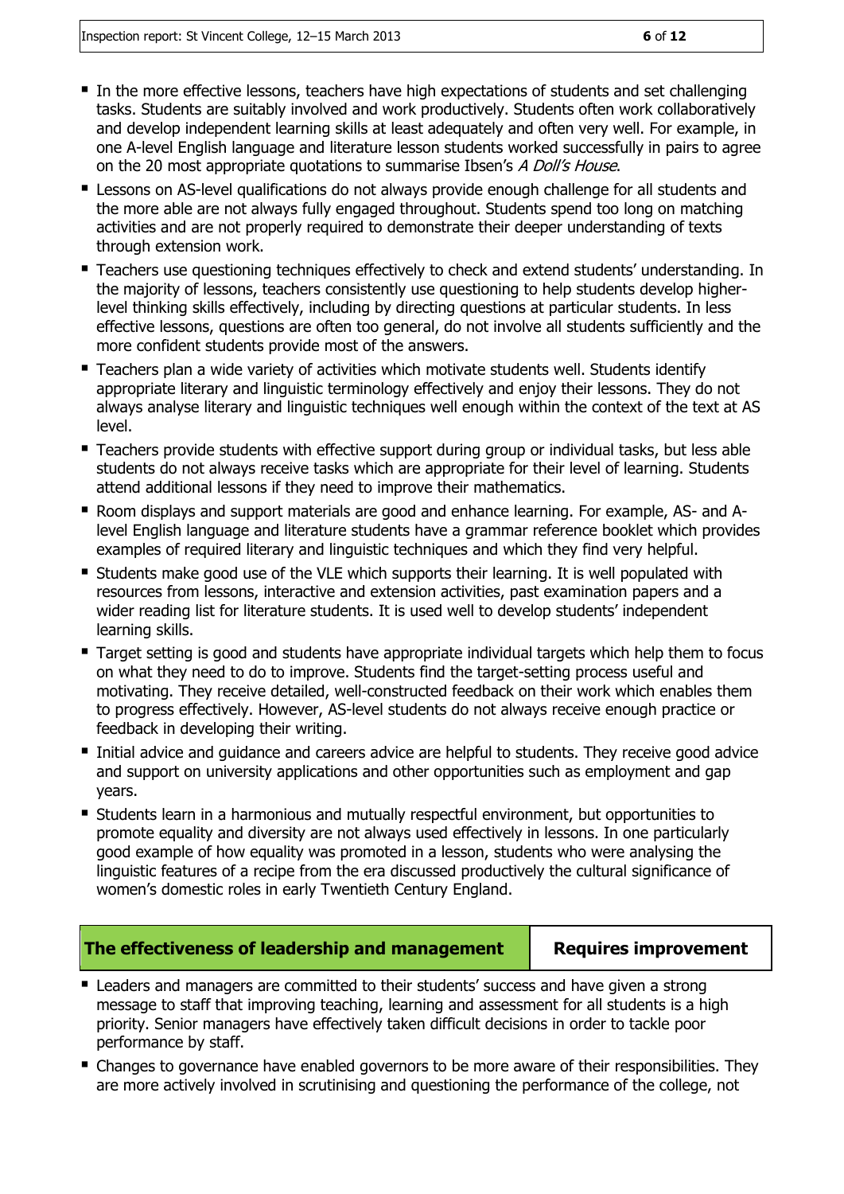- In the more effective lessons, teachers have high expectations of students and set challenging tasks. Students are suitably involved and work productively. Students often work collaboratively and develop independent learning skills at least adequately and often very well. For example, in one A-level English language and literature lesson students worked successfully in pairs to agree on the 20 most appropriate quotations to summarise Ibsen's *A Doll's House*.
- Lessons on AS-level qualifications do not always provide enough challenge for all students and the more able are not always fully engaged throughout. Students spend too long on matching activities and are not properly required to demonstrate their deeper understanding of texts through extension work.
- Teachers use questioning techniques effectively to check and extend students' understanding. In the majority of lessons, teachers consistently use questioning to help students develop higher-level thinking skills effectively, including by directing questions at particular students. In less effective lessons, questions are often too general, do not involve all students sufficiently and the more confident students provide most of the answers.
- Teachers plan a wide variety of activities which motivate students well. Students identify appropriate literary and linguistic terminology effectively and enjoy their lessons. They do not always analyse literary and linguistic techniques well enough within the context of the text at AS level.
- Teachers provide students with effective support during group or individual tasks, but less able students do not always receive tasks which are appropriate for their level of learning. Students attend additional lessons if they need to improve their mathematics.
- Room displays and support materials are good and enhance learning. For example, AS- and A-level English language and literature students have a grammar reference booklet which provides examples of required literary and linguistic techniques and which they find very helpful.
- Students make good use of the VLE which supports their learning. It is well populated with resources from lessons, interactive and extension activities, past examination papers and a wider reading list for literature students. It is used well to develop students' independent learning skills.
- Target setting is good and students have appropriate individual targets which help them to focus on what they need to do to improve. Students find the target-setting process useful and motivating. They receive detailed, well-constructed feedback on their work which enables them to progress effectively. However, AS-level students do not always receive enough practice or feedback in developing their writing.
- Initial advice and guidance and careers advice are helpful to students. They receive good advice and support on university applications and other opportunities such as employment and gap years.
- Students learn in a harmonious and mutually respectful environment, but opportunities to promote equality and diversity are not always used effectively in lessons. In one particularly good example of how equality was promoted in a lesson, students who were analysing the linguistic features of a recipe from the era discussed productively the cultural significance of women's domestic roles in early Twentieth Century England.

| The effectiveness of leadership and management | Requires improvement |
|---|---|

- Leaders and managers are committed to their students' success and have given a strong message to staff that improving teaching, learning and assessment for all students is a high priority. Senior managers have effectively taken difficult decisions in order to tackle poor performance by staff.
- Changes to governance have enabled governors to be more aware of their responsibilities. They are more actively involved in scrutinising and questioning the performance of the college, not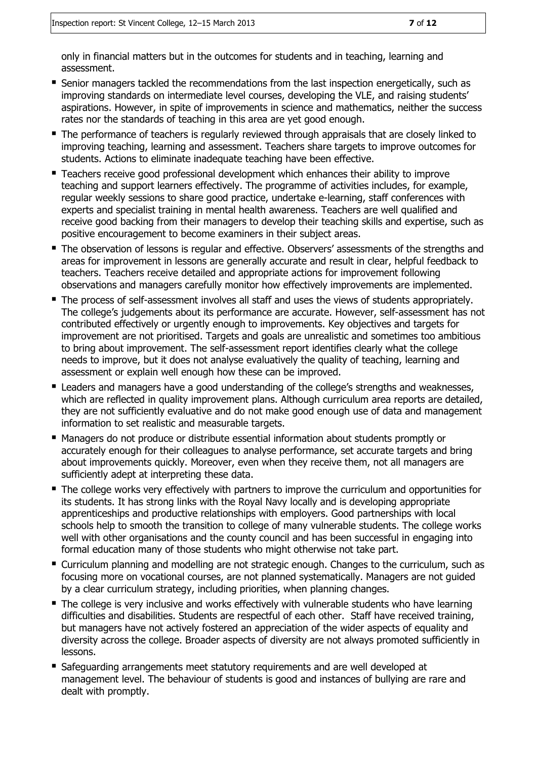only in financial matters but in the outcomes for students and in teaching, learning and assessment.

- Senior managers tackled the recommendations from the last inspection energetically, such as improving standards on intermediate level courses, developing the VLE, and raising students' aspirations. However, in spite of improvements in science and mathematics, neither the success rates nor the standards of teaching in this area are yet good enough.
- The performance of teachers is regularly reviewed through appraisals that are closely linked to improving teaching, learning and assessment. Teachers share targets to improve outcomes for students. Actions to eliminate inadequate teaching have been effective.
- Teachers receive good professional development which enhances their ability to improve teaching and support learners effectively. The programme of activities includes, for example, regular weekly sessions to share good practice, undertake e-learning, staff conferences with experts and specialist training in mental health awareness. Teachers are well qualified and receive good backing from their managers to develop their teaching skills and expertise, such as positive encouragement to become examiners in their subject areas.
- The observation of lessons is regular and effective. Observers' assessments of the strengths and areas for improvement in lessons are generally accurate and result in clear, helpful feedback to teachers. Teachers receive detailed and appropriate actions for improvement following observations and managers carefully monitor how effectively improvements are implemented.
- The process of self-assessment involves all staff and uses the views of students appropriately. The college's judgements about its performance are accurate. However, self-assessment has not contributed effectively or urgently enough to improvements. Key objectives and targets for improvement are not prioritised. Targets and goals are unrealistic and sometimes too ambitious to bring about improvement. The self-assessment report identifies clearly what the college needs to improve, but it does not analyse evaluatively the quality of teaching, learning and assessment or explain well enough how these can be improved.
- Leaders and managers have a good understanding of the college's strengths and weaknesses, which are reflected in quality improvement plans. Although curriculum area reports are detailed, they are not sufficiently evaluative and do not make good enough use of data and management information to set realistic and measurable targets.
- Managers do not produce or distribute essential information about students promptly or accurately enough for their colleagues to analyse performance, set accurate targets and bring about improvements quickly. Moreover, even when they receive them, not all managers are sufficiently adept at interpreting these data.
- The college works very effectively with partners to improve the curriculum and opportunities for its students. It has strong links with the Royal Navy locally and is developing appropriate apprenticeships and productive relationships with employers. Good partnerships with local schools help to smooth the transition to college of many vulnerable students. The college works well with other organisations and the county council and has been successful in engaging into formal education many of those students who might otherwise not take part.
- Curriculum planning and modelling are not strategic enough. Changes to the curriculum, such as focusing more on vocational courses, are not planned systematically. Managers are not guided by a clear curriculum strategy, including priorities, when planning changes.
- The college is very inclusive and works effectively with vulnerable students who have learning difficulties and disabilities. Students are respectful of each other. Staff have received training, but managers have not actively fostered an appreciation of the wider aspects of equality and diversity across the college. Broader aspects of diversity are not always promoted sufficiently in lessons.
- Safeguarding arrangements meet statutory requirements and are well developed at management level. The behaviour of students is good and instances of bullying are rare and dealt with promptly.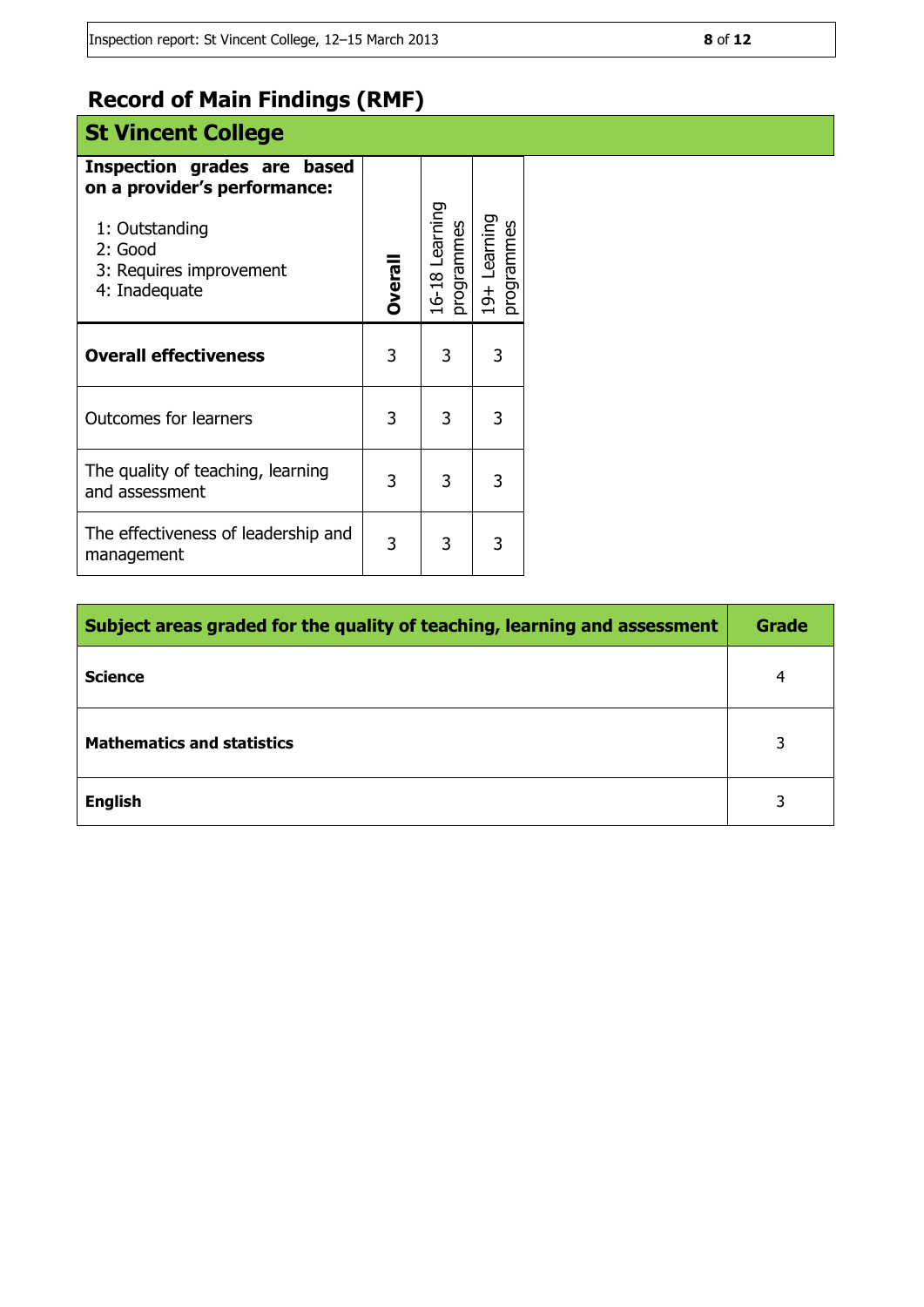# Record of Main Findings (RMF)

## St Vincent College

| **Inspection grades are based on a provider's performance:**<br><br>1: Outstanding<br>2: Good<br>3: Requires improvement<br>4: Inadequate | **Overall** | 16-18 Learning programmes | 19+ Learning programmes |
|---|---|---|---|
| **Overall effectiveness** | 3 | 3 | 3 |
| Outcomes for learners | 3 | 3 | 3 |
| The quality of teaching, learning and assessment | 3 | 3 | 3 |
| The effectiveness of leadership and management | 3 | 3 | 3 |

| **Subject areas graded for the quality of teaching, learning and assessment** | **Grade** |
|---|---|
| **Science** | 4 |
| **Mathematics and statistics** | 3 |
| **English** | 3 |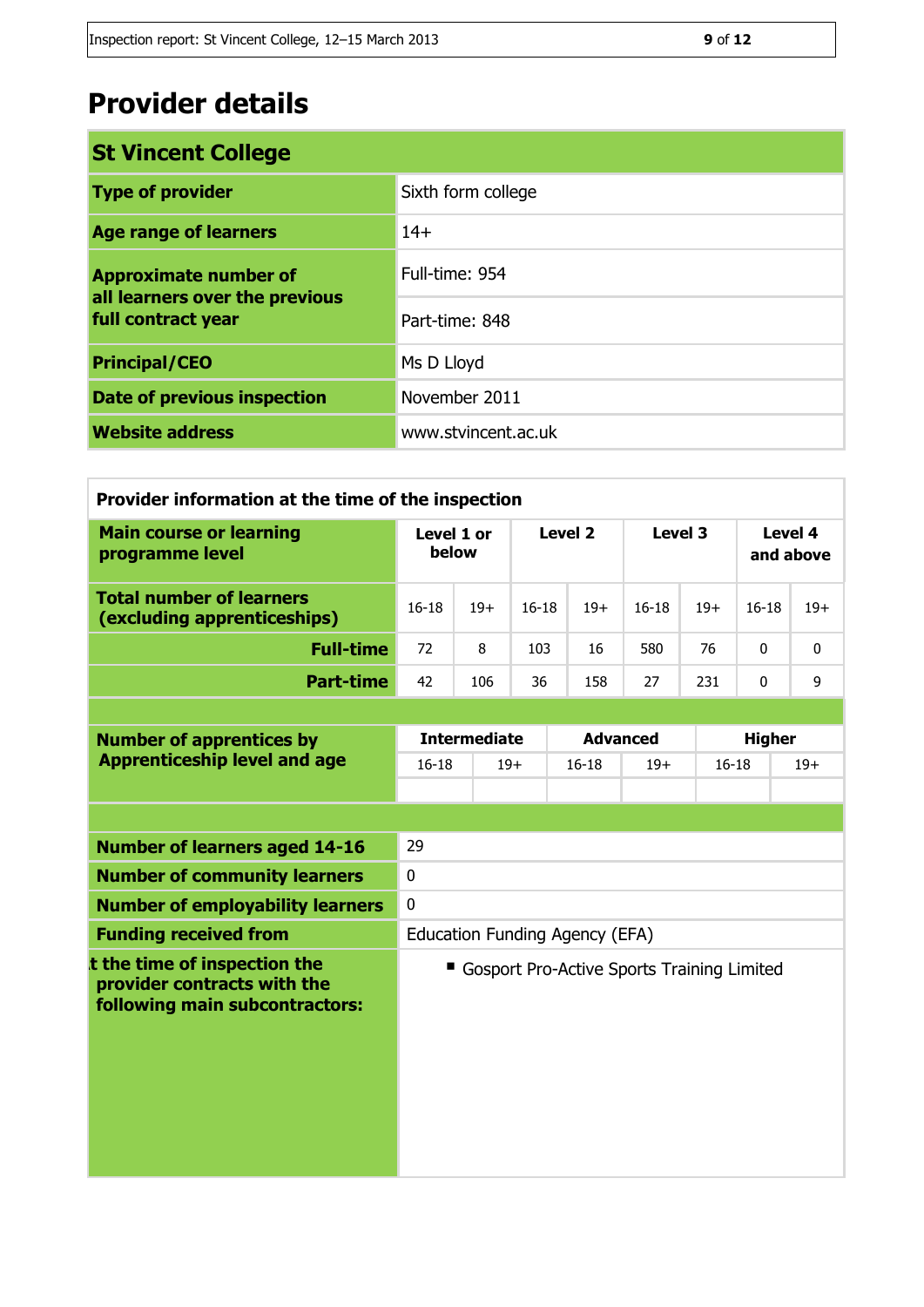# Provider details

| St Vincent College | |
|---|---|
| **Type of provider** | Sixth form college |
| **Age range of learners** | 14+ |
| **Approximate number of all learners over the previous full contract year** | Full-time: 954 |
| | Part-time: 848 |
| **Principal/CEO** | Ms D Lloyd |
| **Date of previous inspection** | November 2011 |
| **Website address** | www.stvincent.ac.uk |

**Provider information at the time of the inspection**

| Main course or learning programme level | Level 1 or below | | Level 2 | | Level 3 | | Level 4 and above | |
|---|---|---|---|---|---|---|---|---|
| **Total number of learners (excluding apprenticeships)** | 16-18 | 19+ | 16-18 | 19+ | 16-18 | 19+ | 16-18 | 19+ |
| **Full-time** | 72 | 8 | 103 | 16 | 580 | 76 | 0 | 0 |
| **Part-time** | 42 | 106 | 36 | 158 | 27 | 231 | 0 | 9 |

| Number of apprentices by Apprenticeship level and age | Intermediate | | Advanced | | Higher | |
|---|---|---|---|---|---|---|
| | 16-18 | 19+ | 16-18 | 19+ | 16-18 | 19+ |
| | | | | | | |

| | |
|---|---|
| **Number of learners aged 14-16** | 29 |
| **Number of community learners** | 0 |
| **Number of employability learners** | 0 |
| **Funding received from** | Education Funding Agency (EFA) |
| **At the time of inspection the provider contracts with the following main subcontractors:** | ▪ Gosport Pro-Active Sports Training Limited |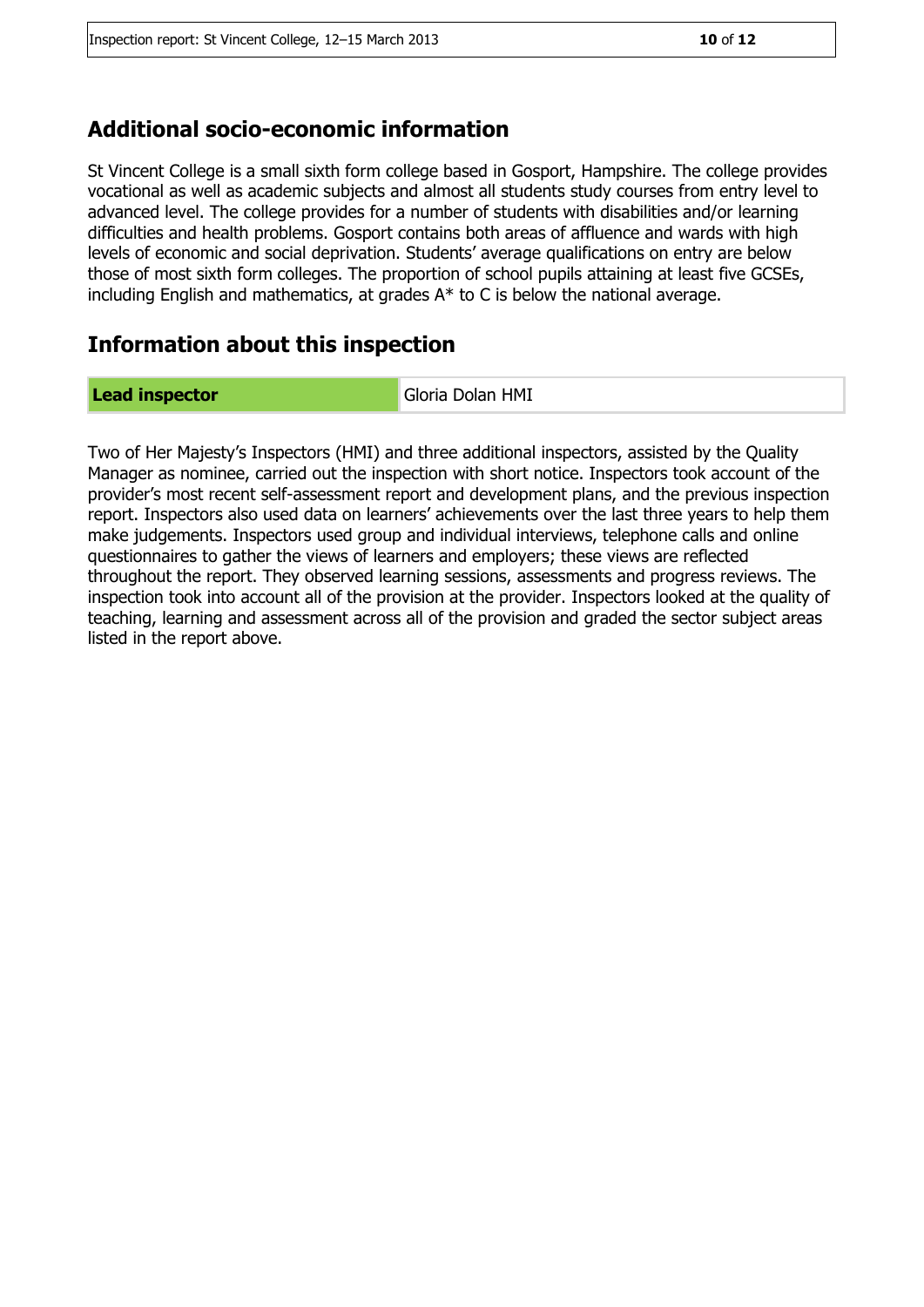## Additional socio-economic information

St Vincent College is a small sixth form college based in Gosport, Hampshire. The college provides vocational as well as academic subjects and almost all students study courses from entry level to advanced level. The college provides for a number of students with disabilities and/or learning difficulties and health problems. Gosport contains both areas of affluence and wards with high levels of economic and social deprivation. Students' average qualifications on entry are below those of most sixth form colleges. The proportion of school pupils attaining at least five GCSEs, including English and mathematics, at grades A* to C is below the national average.

## Information about this inspection

| **Lead inspector** | Gloria Dolan HMI |
|---|---|

Two of Her Majesty's Inspectors (HMI) and three additional inspectors, assisted by the Quality Manager as nominee, carried out the inspection with short notice. Inspectors took account of the provider's most recent self-assessment report and development plans, and the previous inspection report. Inspectors also used data on learners' achievements over the last three years to help them make judgements. Inspectors used group and individual interviews, telephone calls and online questionnaires to gather the views of learners and employers; these views are reflected throughout the report. They observed learning sessions, assessments and progress reviews. The inspection took into account all of the provision at the provider. Inspectors looked at the quality of teaching, learning and assessment across all of the provision and graded the sector subject areas listed in the report above.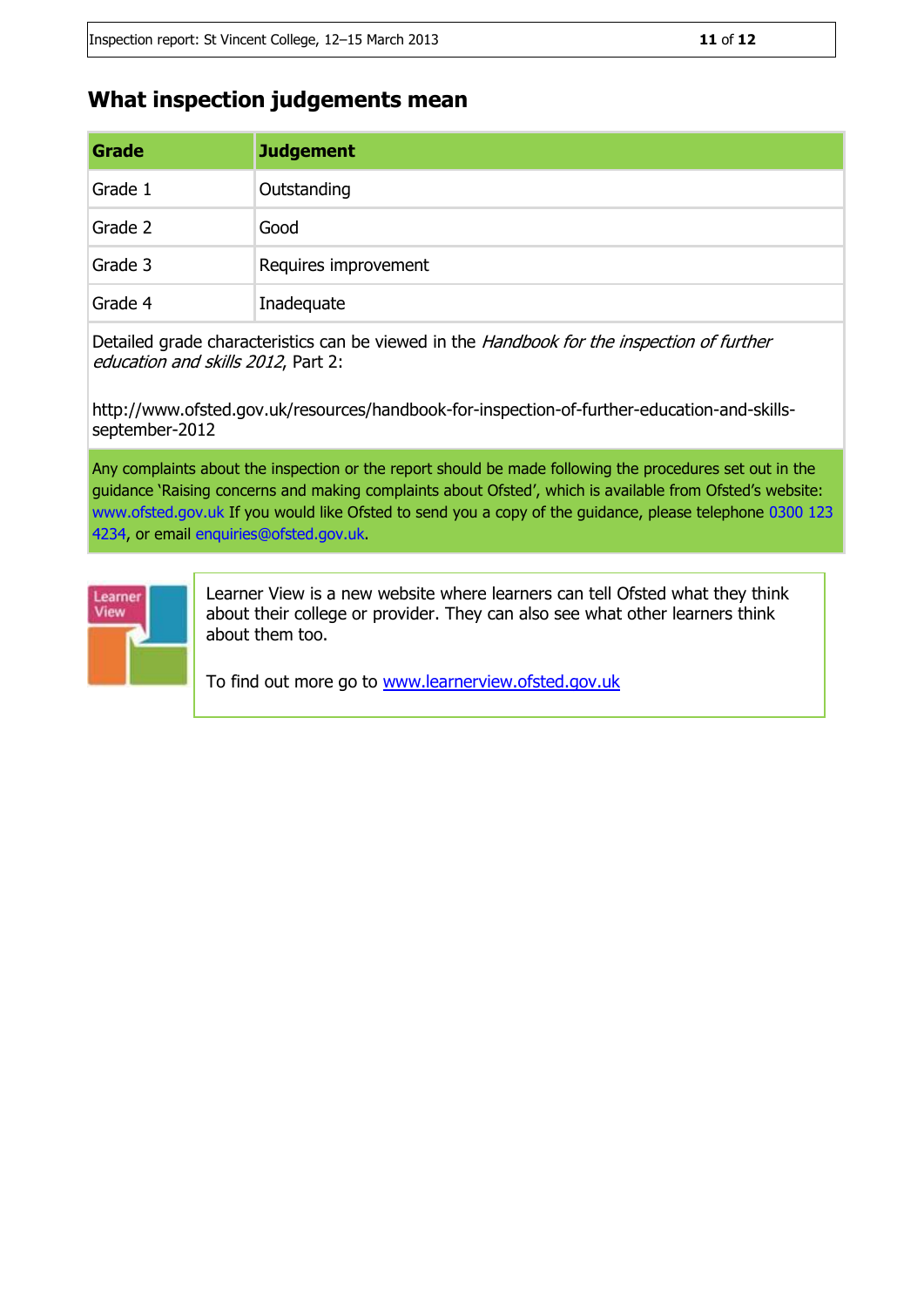## What inspection judgements mean

| Grade | Judgement |
|---|---|
| Grade 1 | Outstanding |
| Grade 2 | Good |
| Grade 3 | Requires improvement |
| Grade 4 | Inadequate |

Detailed grade characteristics can be viewed in the *Handbook for the inspection of further education and skills 2012*, Part 2:

http://www.ofsted.gov.uk/resources/handbook-for-inspection-of-further-education-and-skills-september-2012

Any complaints about the inspection or the report should be made following the procedures set out in the guidance 'Raising concerns and making complaints about Ofsted', which is available from Ofsted's website: www.ofsted.gov.uk If you would like Ofsted to send you a copy of the guidance, please telephone 0300 123 4234, or email enquiries@ofsted.gov.uk.

Learner View is a new website where learners can tell Ofsted what they think about their college or provider. They can also see what other learners think about them too.

To find out more go to www.learnerview.ofsted.gov.uk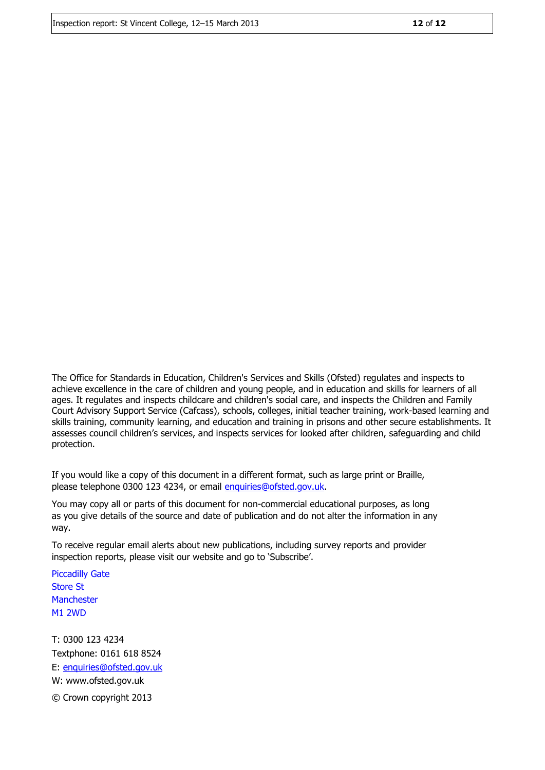The Office for Standards in Education, Children's Services and Skills (Ofsted) regulates and inspects to achieve excellence in the care of children and young people, and in education and skills for learners of all ages. It regulates and inspects childcare and children's social care, and inspects the Children and Family Court Advisory Support Service (Cafcass), schools, colleges, initial teacher training, work-based learning and skills training, community learning, and education and training in prisons and other secure establishments. It assesses council children's services, and inspects services for looked after children, safeguarding and child protection.

If you would like a copy of this document in a different format, such as large print or Braille, please telephone 0300 123 4234, or email enquiries@ofsted.gov.uk.

You may copy all or parts of this document for non-commercial educational purposes, as long as you give details of the source and date of publication and do not alter the information in any way.

To receive regular email alerts about new publications, including survey reports and provider inspection reports, please visit our website and go to 'Subscribe'.

Piccadilly Gate
Store St
Manchester
M1 2WD

T: 0300 123 4234
Textphone: 0161 618 8524
E: enquiries@ofsted.gov.uk
W: www.ofsted.gov.uk

© Crown copyright 2013